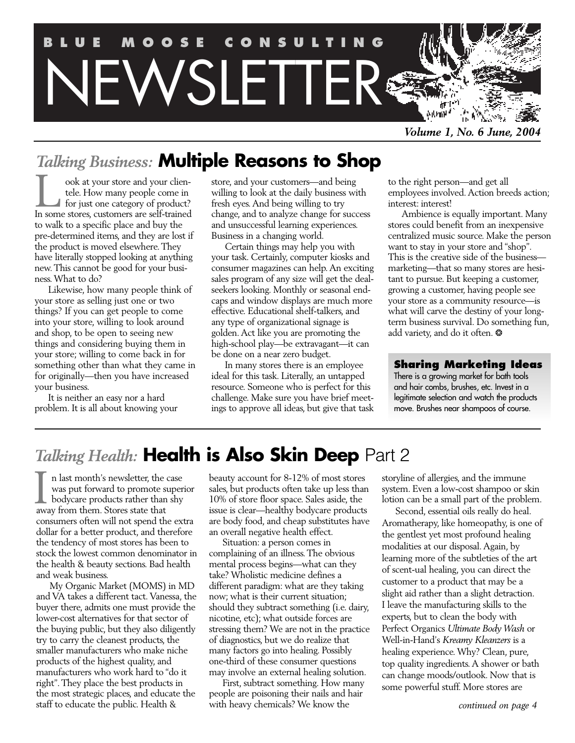# BLUE MOOSE CONSULTING NEWSLETTER

*Volume 1, No. 6 June, 2004*

## *Talking Business:* Multiple Reasons to Shop

Look at your store and your clientele. How many people come in for just one category of product? In some stores, customers are self-trained to walk to a specific place and buy the pre-determined items, and they are lost if the product is moved elsewhere. They have literally stopped looking at anything new. This cannot be good for your business. What to do?

Likewise, how many people think of your store as selling just one or two things? If you can get people to come into your store, willing to look around and shop, to be open to seeing new things and considering buying them in your store; willing to come back in for something other than what they came in for originally—then you have increased your business.

It is neither an easy nor a hard problem. It is all about knowing your store, and your customers—and being willing to look at the daily business with fresh eyes. And being willing to try change, and to analyze change for success and unsuccessful learning experiences. Business in a changing world.

Certain things may help you with your task. Certainly, computer kiosks and consumer magazines can help. An exciting sales program of any size will get the deal-seekers looking. Monthly or seasonal end-caps and window displays are much more effective. Educational shelf-talkers, and any type of organizational signage is golden. Act like you are promoting the high-school play—be extravagant—it can be done on a near zero budget.

In many stores there is an employee ideal for this task. Literally, an untapped resource. Someone who is perfect for this challenge. Make sure you have brief meetings to approve all ideas, but give that task to the right person—and get all employees involved. Action breeds action; interest: interest!

Ambience is equally important. Many stores could benefit from an inexpensive centralized music source. Make the person want to stay in your store and "shop". This is the creative side of the business—marketing—that so many stores are hesitant to pursue. But keeping a customer, growing a customer, having people see your store as a community resource—is what will carve the destiny of your long-term business survival. Do something fun, add variety, and do it often. ❂

### Sharing Marketing Ideas

There is a growing market for bath tools and hair combs, brushes, etc. Invest in a legitimate selection and watch the products move. Brushes near shampoos of course.

## *Talking Health:* Health is Also Skin Deep Part 2

In last month's newsletter, the case was put forward to promote superior bodycare products rather than shy away from them. Stores state that consumers often will not spend the extra dollar for a better product, and therefore the tendency of most stores has been to stock the lowest common denominator in the health & beauty sections. Bad health and weak business.

My Organic Market (MOMS) in MD and VA takes a different tact. Vanessa, the buyer there, admits one must provide the lower-cost alternatives for that sector of the buying public, but they also diligently try to carry the cleanest products, the smaller manufacturers who make niche products of the highest quality, and manufacturers who work hard to "do it right". They place the best products in the most strategic places, and educate the staff to educate the public. Health & beauty account for 8-12% of most stores sales, but products often take up less than 10% of store floor space. Sales aside, the issue is clear—healthy bodycare products are body food, and cheap substitutes have an overall negative health effect.

Situation: a person comes in complaining of an illness. The obvious mental process begins—what can they take? Wholistic medicine defines a different paradigm: what are they taking now; what is their current situation; should they subtract something (i.e. dairy, nicotine, etc); what outside forces are stressing them? We are not in the practice of diagnostics, but we do realize that many factors go into healing. Possibly one-third of these consumer questions may involve an external healing solution.

First, subtract something. How many people are poisoning their nails and hair with heavy chemicals? We know the storyline of allergies, and the immune system. Even a low-cost shampoo or skin lotion can be a small part of the problem.

Second, essential oils really do heal. Aromatherapy, like homeopathy, is one of the gentlest yet most profound healing modalities at our disposal. Again, by learning more of the subtleties of the art of scent-ual healing, you can direct the customer to a product that may be a slight aid rather than a slight detraction. I leave the manufacturing skills to the experts, but to clean the body with Perfect Organics *Ultimate Body Wash* or Well-in-Hand's *Kreamy Kleanzers* is a healing experience. Why? Clean, pure, top quality ingredients. A shower or bath can change moods/outlook. Now that is some powerful stuff. More stores are

*continued on page 4*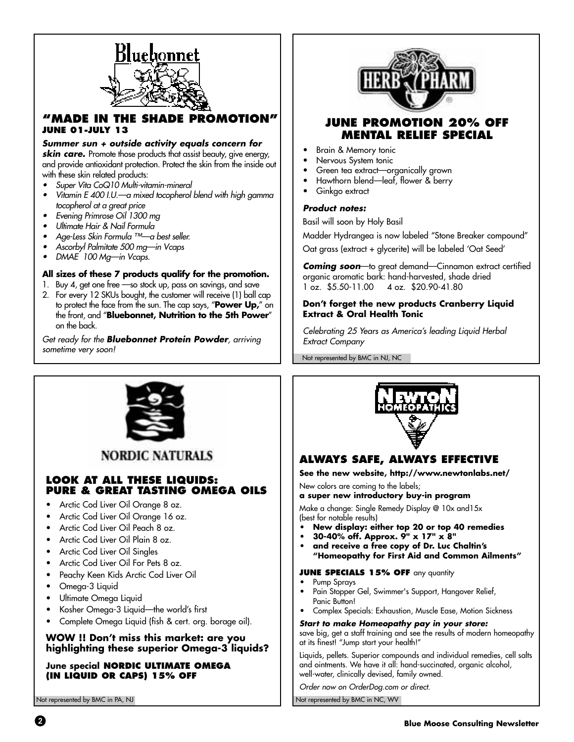## Bluebonnet

### "MADE IN THE SHADE PROMOTION"
**JUNE 01-JULY 13**

***Summer sun + outside activity equals concern for skin care.*** Promote those products that assist beauty, give energy, and provide antioxidant protection. Protect the skin from the inside out with these skin related products:

- *Super Vita CoQ10 Multi-vitamin-mineral*
- *Vitamin E 400 I.U.—a mixed tocopherol blend with high gamma tocopherol at a great price*
- *Evening Primrose Oil 1300 mg*
- *Ultimate Hair & Nail Formula*
- *Age-Less Skin Formula ™—a best seller.*
- *Ascorbyl Palmitate 500 mg—in Vcaps*
- *DMAE 100 Mg—in Vcaps.*

**All sizes of these 7 products qualify for the promotion.**

1. Buy 4, get one free —so stock up, pass on savings, and save
2. For every 12 SKUs bought, the customer will receive (1) ball cap to protect the face from the sun. The cap says, "**Power Up,**" on the front, and "**Bluebonnet, Nutrition to the 5th Power**" on the back.

*Get ready for the **Bluebonnet Protein Powder**, arriving sometime very soon!*

## HERB PHARM

### JUNE PROMOTION 20% OFF MENTAL RELIEF SPECIAL

- Brain & Memory tonic
- Nervous System tonic
- Green tea extract—organically grown
- Hawthorn blend—leaf, flower & berry
- Ginkgo extract

***Product notes:***

Basil will soon by Holy Basil

Madder Hydrangea is now labeled "Stone Breaker compound"

Oat grass (extract + glycerite) will be labeled 'Oat Seed'

***Coming soon***—to great demand—Cinnamon extract certified organic aromatic bark: hand-harvested, shade dried
1 oz. $5.50-11.00 4 oz. $20.90-41.80

**Don't forget the new products Cranberry Liquid Extract & Oral Health Tonic**

*Celebrating 25 Years as America's leading Liquid Herbal Extract Company*

Not represented by BMC in NJ, NC

## NORDIC NATURALS

### LOOK AT ALL THESE LIQUIDS: PURE & GREAT TASTING OMEGA OILS

- Arctic Cod Liver Oil Orange 8 oz.
- Arctic Cod Liver Oil Orange 16 oz.
- Arctic Cod Liver Oil Peach 8 oz.
- Arctic Cod Liver Oil Plain 8 oz.
- Arctic Cod Liver Oil Singles
- Arctic Cod Liver Oil For Pets 8 oz.
- Peachy Keen Kids Arctic Cod Liver Oil
- Omega-3 Liquid
- Ultimate Omega Liquid
- Kosher Omega-3 Liquid—the world's first
- Complete Omega Liquid (fish & cert. org. borage oil).

**WOW !! Don't miss this market: are you highlighting these superior Omega-3 liquids?**

**June special NORDIC ULTIMATE OMEGA (IN LIQUID OR CAPS) 15% OFF**

Not represented by BMC in PA, NJ

## NEWTON HOMEOPATHICS

### ALWAYS SAFE, ALWAYS EFFECTIVE

**See the new website, http://www.newtonlabs.net/**

New colors are coming to the labels;
**a super new introductory buy-in program**

Make a change: Single Remedy Display @ 10x and15x (best for notable results)

- **New display: either top 20 or top 40 remedies**
- **30-40% off. Approx. 9" x 17" x 8"**
- **and receive a free copy of Dr. Luc Chaltin's "Homeopathy for First Aid and Common Ailments"**

**JUNE SPECIALS 15% OFF** any quantity

- Pump Sprays
- Pain Stopper Gel, Swimmer's Support, Hangover Relief, Panic Button!
- Complex Specials: Exhaustion, Muscle Ease, Motion Sickness

***Start to make Homeopathy pay in your store:***
save big, get a staff training and see the results of modern homeopathy at its finest! "Jump start your health!"

Liquids, pellets. Superior compounds and individual remedies, cell salts and ointments. We have it all: hand-succinated, organic alcohol, well-water, clinically devised, family owned.

*Order now on OrderDog.com or direct.*

Not represented by BMC in NC, WV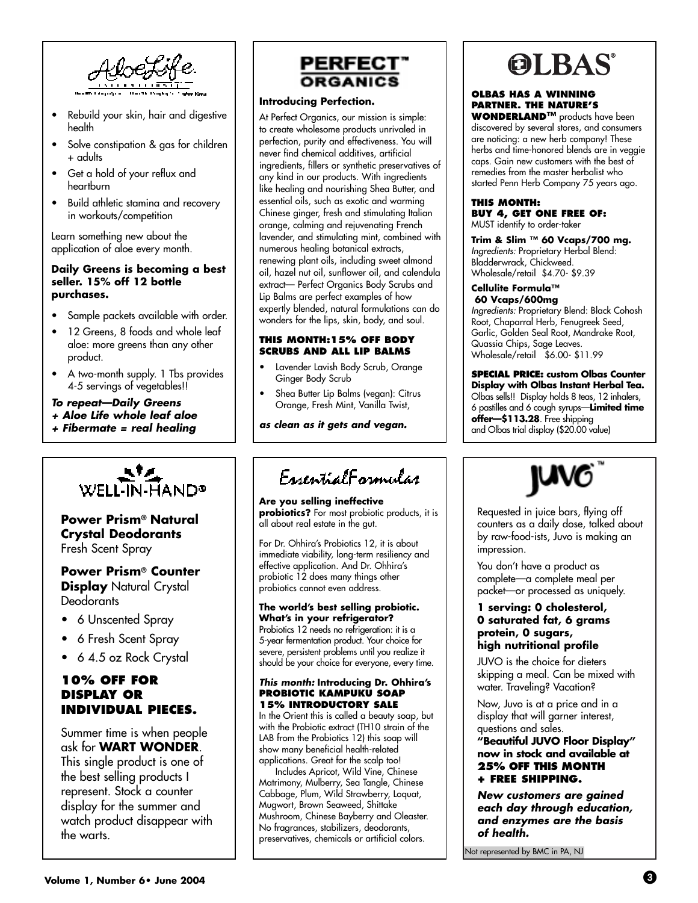## AloeLife

- Rebuild your skin, hair and digestive health
- Solve constipation & gas for children + adults
- Get a hold of your reflux and heartburn
- Build athletic stamina and recovery in workouts/competition

Learn something new about the application of aloe every month.

**Daily Greens is becoming a best seller. 15% off 12 bottle purchases.**

- Sample packets available with order.
- 12 Greens, 8 foods and whole leaf aloe: more greens than any other product.
- A two-month supply. 1 Tbs provides 4-5 servings of vegetables!!

***To repeat—Daily Greens***
***+ Aloe Life whole leaf aloe***
***+ Fibermate = real healing***

## PERFECT™ ORGANICS

**Introducing Perfection.**

At Perfect Organics, our mission is simple: to create wholesome products unrivaled in perfection, purity and effectiveness. You will never find chemical additives, artificial ingredients, fillers or synthetic preservatives of any kind in our products. With ingredients like healing and nourishing Shea Butter, and essential oils, such as exotic and warming Chinese ginger, fresh and stimulating Italian orange, calming and rejuvenating French lavender, and stimulating mint, combined with numerous healing botanical extracts, renewing plant oils, including sweet almond oil, hazel nut oil, sunflower oil, and calendula extract— Perfect Organics Body Scrubs and Lip Balms are perfect examples of how expertly blended, natural formulations can do wonders for the lips, skin, body, and soul.

**THIS MONTH:15% OFF BODY SCRUBS AND ALL LIP BALMS**

- Lavender Lavish Body Scrub, Orange Ginger Body Scrub
- Shea Butter Lip Balms (vegan): Citrus Orange, Fresh Mint, Vanilla Twist,

***as clean as it gets and vegan.***

## OLBAS®

**OLBAS HAS A WINNING PARTNER. THE NATURE'S WONDERLAND™** products have been discovered by several stores, and consumers are noticing: a new herb company! These herbs and time-honored blends are in veggie caps. Gain new customers with the best of remedies from the master herbalist who started Penn Herb Company 75 years ago.

**THIS MONTH:**
**BUY 4, GET ONE FREE OF:**
MUST identify to order-taker

**Trim & Slim ™ 60 Vcaps/700 mg.**
*Ingredients:* Proprietary Herbal Blend: Bladderwrack, Chickweed.
Wholesale/retail $4.70- $9.39

**Cellulite Formula™ 60 Vcaps/600mg**
*Ingredients:* Proprietary Blend: Black Cohosh Root, Chaparral Herb, Fenugreek Seed, Garlic, Golden Seal Root, Mandrake Root, Quassia Chips, Sage Leaves.
Wholesale/retail $6.00- $11.99

**SPECIAL PRICE: custom Olbas Counter Display with Olbas Instant Herbal Tea.** Olbas sells!! Display holds 8 teas, 12 inhalers, 6 pastilles and 6 cough syrups—**Limited time offer—$113.28**. Free shipping and Olbas trial display ($20.00 value)

## WELL-IN-HAND®

**Power Prism® Natural Crystal Deodorants**
Fresh Scent Spray

**Power Prism® Counter Display** Natural Crystal Deodorants

- 6 Unscented Spray
- 6 Fresh Scent Spray
- 6 4.5 oz Rock Crystal

**10% OFF FOR DISPLAY OR INDIVIDUAL PIECES.**

Summer time is when people ask for **WART WONDER**. This single product is one of the best selling products I represent. Stock a counter display for the summer and watch product disappear with the warts.

## EssentialFormulas

**Are you selling ineffective probiotics?** For most probiotic products, it is all about real estate in the gut.

For Dr. Ohhira's Probiotics 12, it is about immediate viability, long-term resiliency and effective application. And Dr. Ohhira's probiotic 12 does many things other probiotics cannot even address.

**The world's best selling probiotic. What's in your refrigerator?**
Probiotics 12 needs no refrigeration: it is a 5-year fermentation product. Your choice for severe, persistent problems until you realize it should be your choice for everyone, every time.

***This month:* Introducing Dr. Ohhira's PROBIOTIC KAMPUKU SOAP 15% INTRODUCTORY SALE**
In the Orient this is called a beauty soap, but with the Probiotic extract (TH10 strain of the LAB from the Probiotics 12) this soap will show many beneficial health-related applications. Great for the scalp too!

Includes Apricot, Wild Vine, Chinese Matrimony, Mulberry, Sea Tangle, Chinese Cabbage, Plum, Wild Strawberry, Loquat, Mugwort, Brown Seaweed, Shittake Mushroom, Chinese Bayberry and Oleaster. No fragrances, stabilizers, deodorants, preservatives, chemicals or artificial colors.

## JUVO™

Requested in juice bars, flying off counters as a daily dose, talked about by raw-food-ists, Juvo is making an impression.

You don't have a product as complete—a complete meal per packet—or processed as uniquely.

**1 serving: 0 cholesterol, 0 saturated fat, 6 grams protein, 0 sugars, high nutritional profile**

JUVO is the choice for dieters skipping a meal. Can be mixed with water. Traveling? Vacation?

Now, Juvo is at a price and in a display that will garner interest, questions and sales.

**"Beautiful JUVO Floor Display" now in stock and available at 25% OFF THIS MONTH + FREE SHIPPING.**

***New customers are gained each day through education, and enzymes are the basis of health.***

Not represented by BMC in PA, NJ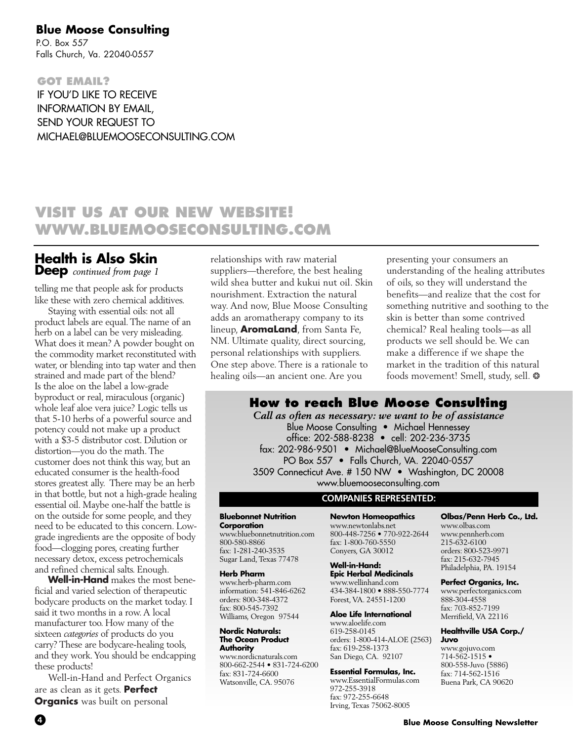**Blue Moose Consulting**
P.O. Box 557
Falls Church, Va. 22040-0557

**GOT EMAIL?**
IF YOU'D LIKE TO RECEIVE INFORMATION BY EMAIL, SEND YOUR REQUEST TO MICHAEL@BLUEMOOSECONSULTING.COM

## VISIT US AT OUR NEW WEBSITE! WWW.BLUEMOOSECONSULTING.COM

## Health is Also Skin Deep *continued from page 1*

telling me that people ask for products like these with zero chemical additives.

Staying with essential oils: not all product labels are equal. The name of an herb on a label can be very misleading. What does it mean? A powder bought on the commodity market reconstituted with water, or blending into tap water and then strained and made part of the blend? Is the aloe on the label a low-grade byproduct or real, miraculous (organic) whole leaf aloe vera juice? Logic tells us that 5-10 herbs of a powerful source and potency could not make up a product with a $3-5 distributor cost. Dilution or distortion—you do the math. The customer does not think this way, but an educated consumer is the health-food stores greatest ally. There may be an herb in that bottle, but not a high-grade healing essential oil. Maybe one-half the battle is on the outside for some people, and they need to be educated to this concern. Low-grade ingredients are the opposite of body food—clogging pores, creating further necessary detox, excess petrochemicals and refined chemical salts. Enough.

**Well-in-Hand** makes the most beneficial and varied selection of therapeutic bodycare products on the market today. I said it two months in a row. A local manufacturer too. How many of the sixteen *categories* of products do you carry? These are bodycare-healing tools, and they work. You should be endcapping these products!

Well-in-Hand and Perfect Organics are as clean as it gets. **Perfect Organics** was built on personal relationships with raw material suppliers—therefore, the best healing wild shea butter and kukui nut oil. Skin nourishment. Extraction the natural way. And now, Blue Moose Consulting adds an aromatherapy company to its lineup, **AromaLand**, from Santa Fe, NM. Ultimate quality, direct sourcing, personal relationships with suppliers. One step above. There is a rationale to healing oils—an ancient one. Are you presenting your consumers an understanding of the healing attributes of oils, so they will understand the benefits—and realize that the cost for something nutritive and soothing to the skin is better than some contrived chemical? Real healing tools—as all products we sell should be. We can make a difference if we shape the market in the tradition of this natural foods movement! Smell, study, sell. ❂

## How to reach Blue Moose Consulting

***Call as often as necessary: we want to be of assistance***

Blue Moose Consulting • Michael Hennessey
office: 202-588-8238 • cell: 202-236-3735
fax: 202-986-9501 • Michael@BlueMooseConsulting.com
PO Box 557 • Falls Church, VA. 22040-0557
3509 Connecticut Ave. # 150 NW • Washington, DC 20008
www.bluemooseconsulting.com

### COMPANIES REPRESENTED:

**Bluebonnet Nutrition Corporation**
www.bluebonnetnutrition.com
800-580-8866
fax: 1-281-240-3535
Sugar Land, Texas 77478

**Herb Pharm**
www.herb-pharm.com
information: 541-846-6262
orders: 800-348-4372
fax: 800-545-7392
Williams, Oregon 97544

**Nordic Naturals: The Ocean Product Authority**
www.nordicnaturals.com
800-662-2544 • 831-724-6200
fax: 831-724-6600
Watsonville, CA. 95076

**Newton Homeopathics**
www.newtonlabs.net
800-448-7256 • 770-922-2644
fax: 1-800-760-5550
Conyers, GA 30012

**Well-in-Hand: Epic Herbal Medicinals**
www.wellinhand.com
434-384-1800 • 888-550-7774
Forest, VA. 24551-1200

**Aloe Life International**
www.aloelife.com
619-258-0145
orders: 1-800-414-ALOE (2563)
fax: 619-258-1373
San Diego, CA. 92107

**Essential Formulas, Inc.**
www.EssentialFormulas.com
972-255-3918
fax: 972-255-6648
Irving, Texas 75062-8005

**Olbas/Penn Herb Co., Ltd.**
www.olbas.com
www.pennherb.com
215-632-6100
orders: 800-523-9971
fax: 215-632-7945
Philadelphia, PA. 19154

**Perfect Organics, Inc.**
www.perfectorganics.com
888-304-4558
fax: 703-852-7199
Merrifield, VA 22116

**Healthville USA Corp./ Juvo**
www.gojuvo.com
714-562-1515 •
800-558-Juvo (5886)
fax: 714-562-1516
Buena Park, CA 90620